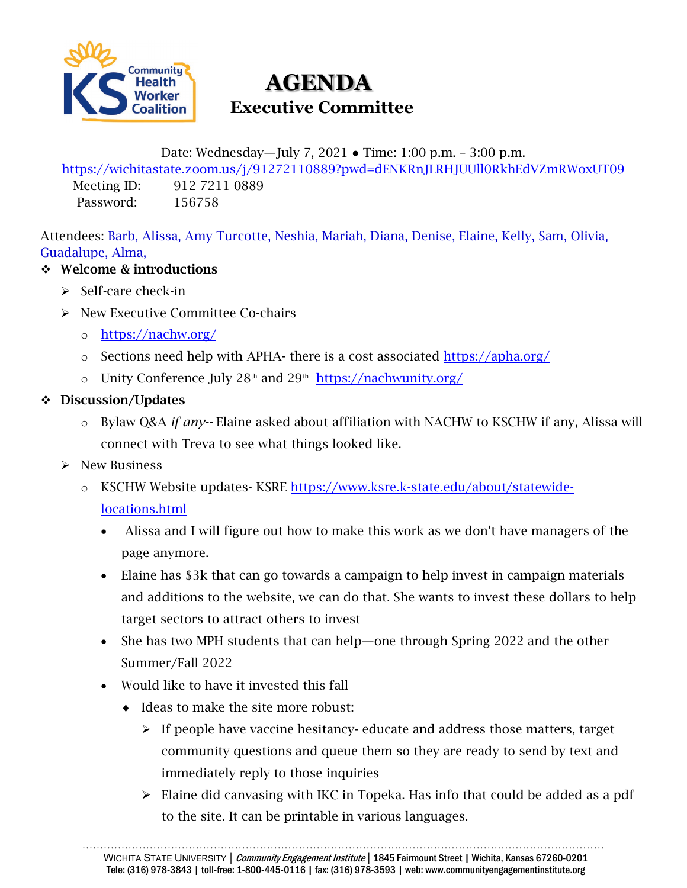# AGENDA

## Executive Committee

Date: Wednesday—July 7, 2021 • Time: 1:00 p.m. – 3:00 p.m.

https://wichitastate.zoom.us/j/91272110889?pwd=dENKRnJLRHJUUll0RkhEdVZmRWoxUT09

Meeting ID: 912 7211 0889

Password: 156758

Attendees: Barb, Alissa, Amy Turcotte, Neshia, Mariah, Diana, Denise, Elaine, Kelly, Sam, Olivia, Guadalupe, Alma,

- **Welcome & introductions**
  - Self-care check-in
  - New Executive Committee Co-chairs
    - https://nachw.org/
    - Sections need help with APHA- there is a cost associated https://apha.org/
    - Unity Conference July 28th and 29th https://nachwunity.org/
- **Discussion/Updates**
  - Bylaw Q&A *if any*-- Elaine asked about affiliation with NACHW to KSCHW if any, Alissa will connect with Treva to see what things looked like.
  - New Business
    - KSCHW Website updates- KSRE https://www.ksre.k-state.edu/about/statewide-locations.html
      - Alissa and I will figure out how to make this work as we don't have managers of the page anymore.
      - Elaine has $3k that can go towards a campaign to help invest in campaign materials and additions to the website, we can do that. She wants to invest these dollars to help target sectors to attract others to invest
      - She has two MPH students that can help—one through Spring 2022 and the other Summer/Fall 2022
      - Would like to have it invested this fall
        - Ideas to make the site more robust:
          - If people have vaccine hesitancy- educate and address those matters, target community questions and queue them so they are ready to send by text and immediately reply to those inquiries
          - Elaine did canvasing with IKC in Topeka. Has info that could be added as a pdf to the site. It can be printable in various languages.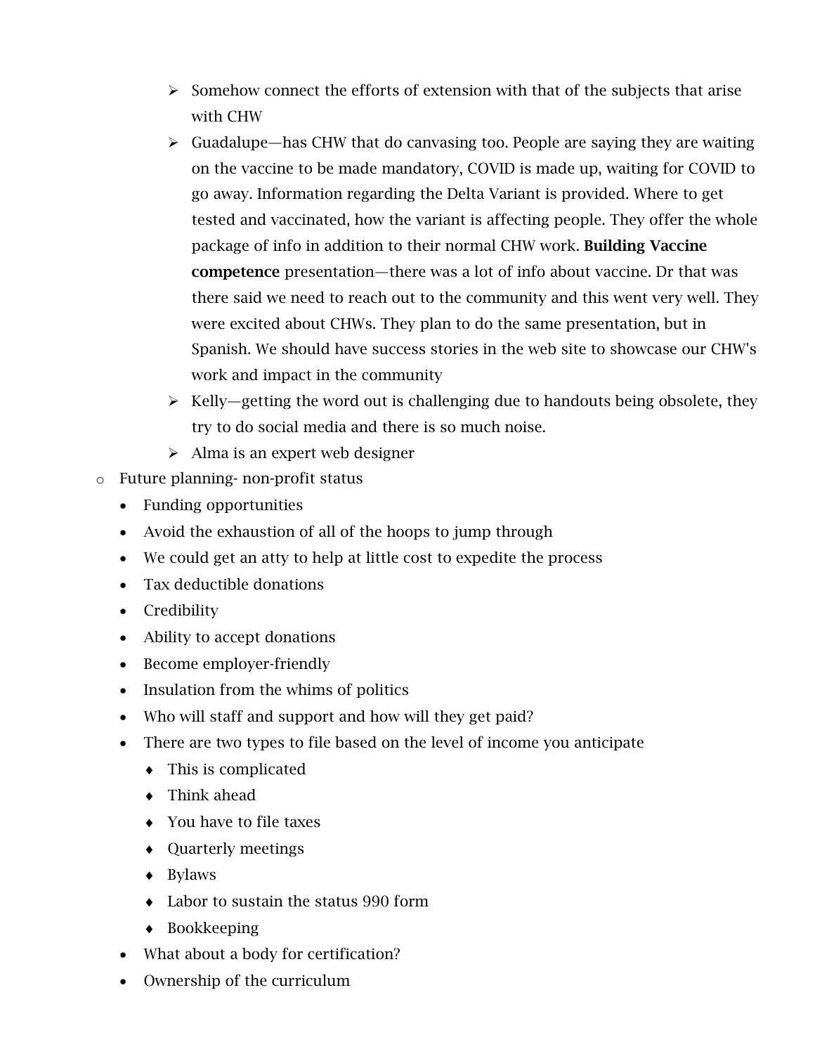- Somehow connect the efforts of extension with that of the subjects that arise with CHW
      - Guadalupe—has CHW that do canvasing too. People are saying they are waiting on the vaccine to be made mandatory, COVID is made up, waiting for COVID to go away. Information regarding the Delta Variant is provided. Where to get tested and vaccinated, how the variant is affecting people. They offer the whole package of info in addition to their normal CHW work. **Building Vaccine competence** presentation—there was a lot of info about vaccine. Dr that was there said we need to reach out to the community and this went very well. They were excited about CHWs. They plan to do the same presentation, but in Spanish. We should have success stories in the web site to showcase our CHW's work and impact in the community
      - Kelly—getting the word out is challenging due to handouts being obsolete, they try to do social media and there is so much noise.
      - Alma is an expert web designer
- Future planning- non-profit status
  - Funding opportunities
  - Avoid the exhaustion of all of the hoops to jump through
  - We could get an atty to help at little cost to expedite the process
  - Tax deductible donations
  - Credibility
  - Ability to accept donations
  - Become employer-friendly
  - Insulation from the whims of politics
  - Who will staff and support and how will they get paid?
  - There are two types to file based on the level of income you anticipate
    - This is complicated
    - Think ahead
    - You have to file taxes
    - Quarterly meetings
    - Bylaws
    - Labor to sustain the status 990 form
    - Bookkeeping
  - What about a body for certification?
  - Ownership of the curriculum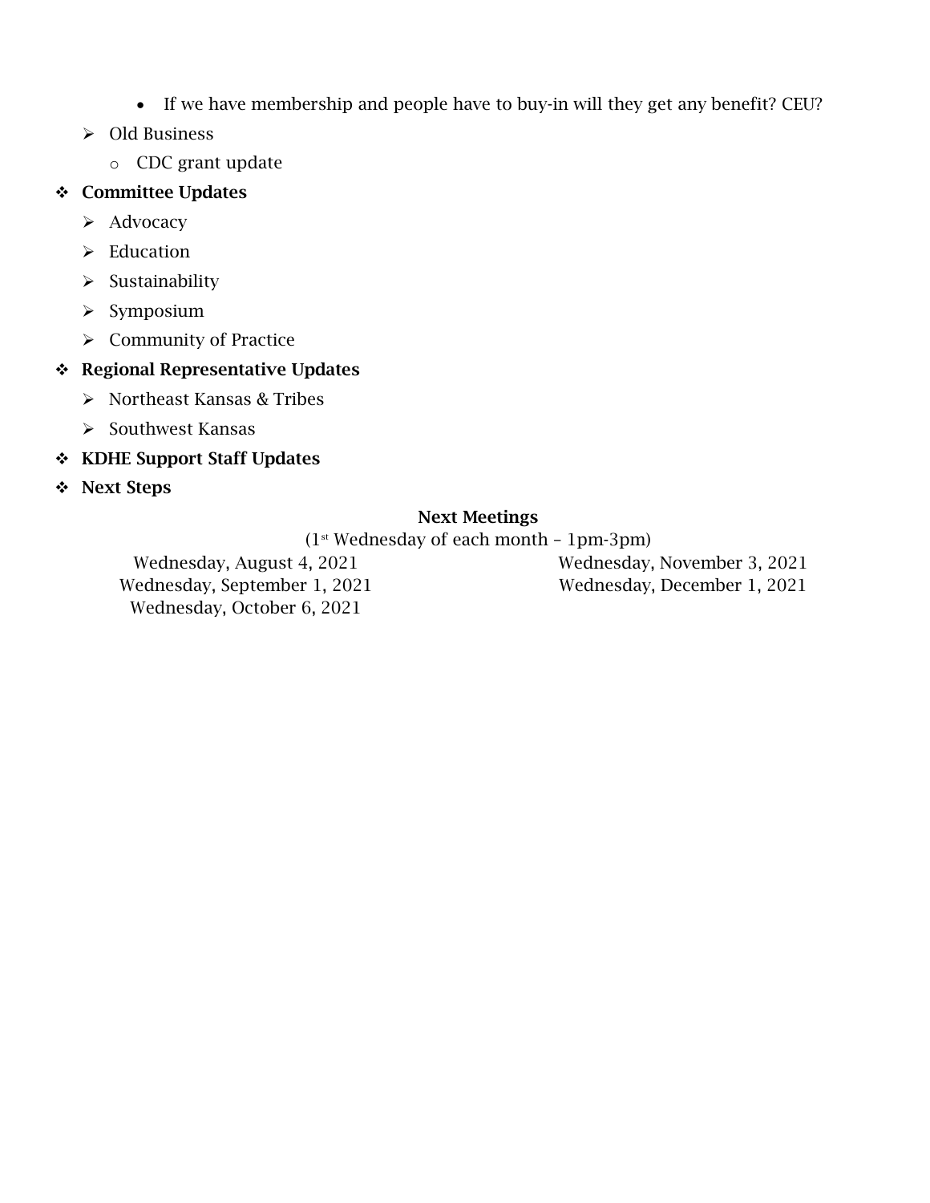- If we have membership and people have to buy-in will they get any benefit? CEU?
  - Old Business
    - CDC grant update
- **Committee Updates**
  - Advocacy
  - Education
  - Sustainability
  - Symposium
  - Community of Practice
- **Regional Representative Updates**
  - Northeast Kansas & Tribes
  - Southwest Kansas
- **KDHE Support Staff Updates**
- **Next Steps**

**Next Meetings**

(1st Wednesday of each month – 1pm-3pm)

Wednesday, August 4, 2021
Wednesday, September 1, 2021
Wednesday, October 6, 2021
Wednesday, November 3, 2021
Wednesday, December 1, 2021